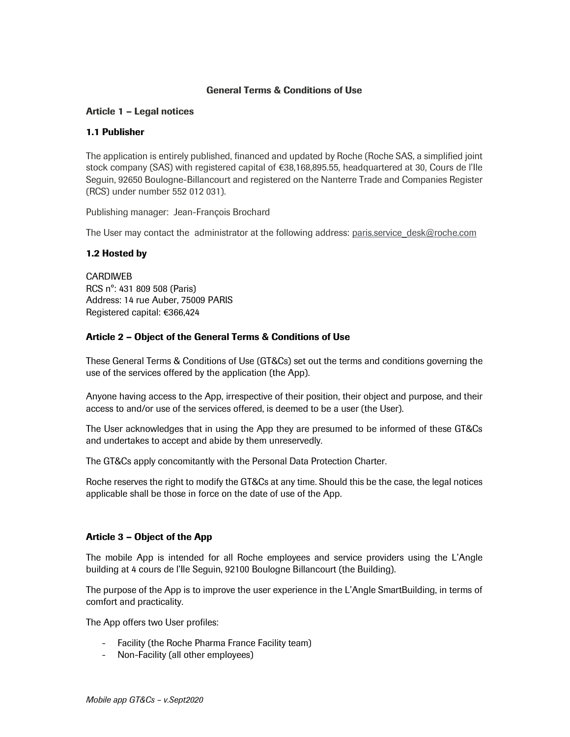# General Terms & Conditions of Use

## Article 1 – Legal notices

### 1.1 Publisher

The application is entirely published, financed and updated by Roche (Roche SAS, a simplified joint stock company (SAS) with registered capital of €38,168,895.55, headquartered at 30, Cours de l'Ile Seguin, 92650 Boulogne-Billancourt and registered on the Nanterre Trade and Companies Register (RCS) under number 552 012 031).

Publishing manager: Jean-François Brochard

The User may contact the administrator at the following address: paris.service_desk@roche.com

### 1.2 Hosted by

CARDIWEB
RCS n°: 431 809 508 (Paris)
Address: 14 rue Auber, 75009 PARIS
Registered capital: €366,424

## Article 2 – Object of the General Terms & Conditions of Use

These General Terms & Conditions of Use (GT&Cs) set out the terms and conditions governing the use of the services offered by the application (the App).

Anyone having access to the App, irrespective of their position, their object and purpose, and their access to and/or use of the services offered, is deemed to be a user (the User).

The User acknowledges that in using the App they are presumed to be informed of these GT&Cs and undertakes to accept and abide by them unreservedly.

The GT&Cs apply concomitantly with the Personal Data Protection Charter.

Roche reserves the right to modify the GT&Cs at any time. Should this be the case, the legal notices applicable shall be those in force on the date of use of the App.

## Article 3 – Object of the App

The mobile App is intended for all Roche employees and service providers using the L'Angle building at 4 cours de l'Ile Seguin, 92100 Boulogne Billancourt (the Building).

The purpose of the App is to improve the user experience in the L'Angle SmartBuilding, in terms of comfort and practicality.

The App offers two User profiles:

- Facility (the Roche Pharma France Facility team)
- Non-Facility (all other employees)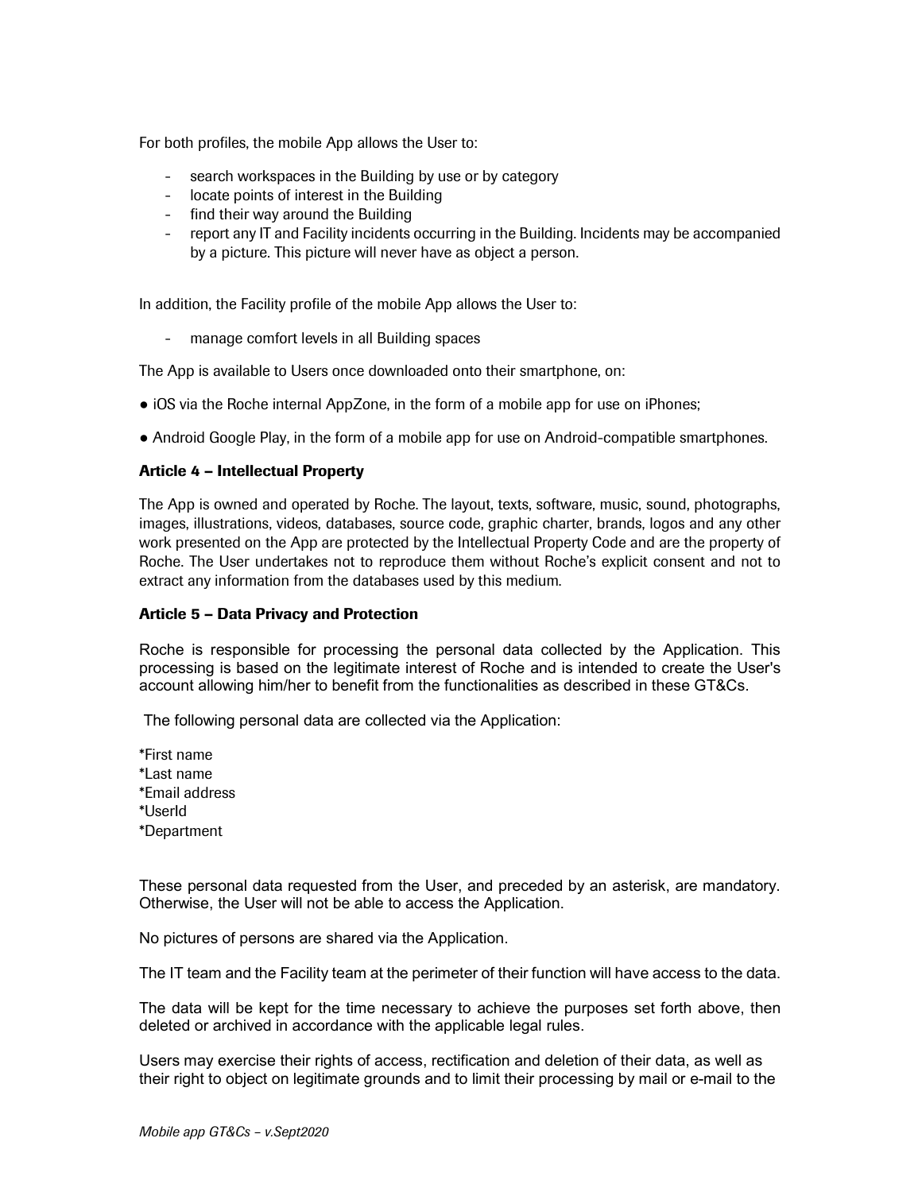For both profiles, the mobile App allows the User to:

- search workspaces in the Building by use or by category
- locate points of interest in the Building
- find their way around the Building
- report any IT and Facility incidents occurring in the Building. Incidents may be accompanied by a picture. This picture will never have as object a person.

In addition, the Facility profile of the mobile App allows the User to:

- manage comfort levels in all Building spaces

The App is available to Users once downloaded onto their smartphone, on:

● iOS via the Roche internal AppZone, in the form of a mobile app for use on iPhones;

● Android Google Play, in the form of a mobile app for use on Android-compatible smartphones.

**Article 4 – Intellectual Property**

The App is owned and operated by Roche. The layout, texts, software, music, sound, photographs, images, illustrations, videos, databases, source code, graphic charter, brands, logos and any other work presented on the App are protected by the Intellectual Property Code and are the property of Roche. The User undertakes not to reproduce them without Roche's explicit consent and not to extract any information from the databases used by this medium.

**Article 5 – Data Privacy and Protection**

Roche is responsible for processing the personal data collected by the Application. This processing is based on the legitimate interest of Roche and is intended to create the User's account allowing him/her to benefit from the functionalities as described in these GT&Cs.

The following personal data are collected via the Application:

*First name
*Last name
*Email address
*UserId
*Department

These personal data requested from the User, and preceded by an asterisk, are mandatory. Otherwise, the User will not be able to access the Application.

No pictures of persons are shared via the Application.

The IT team and the Facility team at the perimeter of their function will have access to the data.

The data will be kept for the time necessary to achieve the purposes set forth above, then deleted or archived in accordance with the applicable legal rules.

Users may exercise their rights of access, rectification and deletion of their data, as well as their right to object on legitimate grounds and to limit their processing by mail or e-mail to the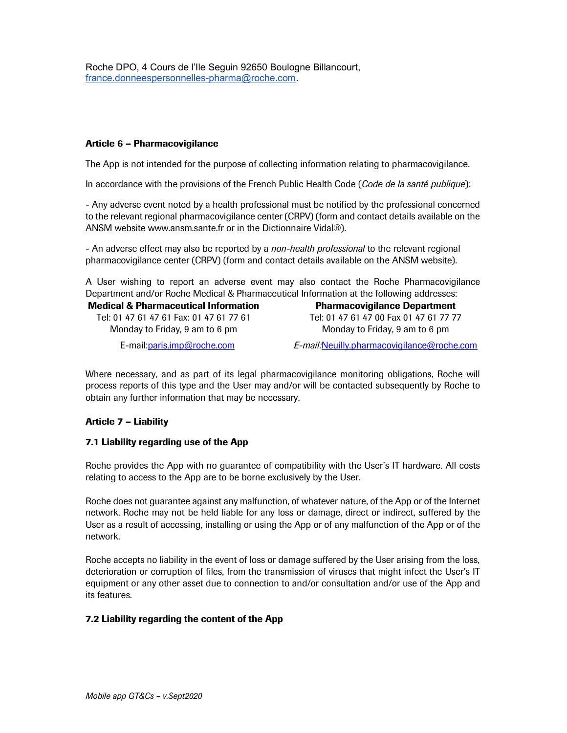Roche DPO, 4 Cours de l'Ile Seguin 92650 Boulogne Billancourt, france.donneespersonnelles-pharma@roche.com.

### Article 6 – Pharmacovigilance

The App is not intended for the purpose of collecting information relating to pharmacovigilance.

In accordance with the provisions of the French Public Health Code (*Code de la santé publique*):

- Any adverse event noted by a health professional must be notified by the professional concerned to the relevant regional pharmacovigilance center (CRPV) (form and contact details available on the ANSM website www.ansm.sante.fr or in the Dictionnaire Vidal®).

- An adverse effect may also be reported by a *non-health professional* to the relevant regional pharmacovigilance center (CRPV) (form and contact details available on the ANSM website).

A User wishing to report an adverse event may also contact the Roche Pharmacovigilance Department and/or Roche Medical & Pharmaceutical Information at the following addresses:

| **Medical & Pharmaceutical Information** | **Pharmacovigilance Department** |
|---|---|
| Tel: 01 47 61 47 61 Fax: 01 47 61 77 61 | Tel: 01 47 61 47 00 Fax 01 47 61 77 77 |
| Monday to Friday, 9 am to 6 pm | Monday to Friday, 9 am to 6 pm |
| E-mail:paris.imp@roche.com | *E-mail:*Neuilly.pharmacovigilance@roche.com |

Where necessary, and as part of its legal pharmacovigilance monitoring obligations, Roche will process reports of this type and the User may and/or will be contacted subsequently by Roche to obtain any further information that may be necessary.

### Article 7 – Liability

#### 7.1 Liability regarding use of the App

Roche provides the App with no guarantee of compatibility with the User's IT hardware. All costs relating to access to the App are to be borne exclusively by the User.

Roche does not guarantee against any malfunction, of whatever nature, of the App or of the Internet network. Roche may not be held liable for any loss or damage, direct or indirect, suffered by the User as a result of accessing, installing or using the App or of any malfunction of the App or of the network.

Roche accepts no liability in the event of loss or damage suffered by the User arising from the loss, deterioration or corruption of files, from the transmission of viruses that might infect the User's IT equipment or any other asset due to connection to and/or consultation and/or use of the App and its features.

#### 7.2 Liability regarding the content of the App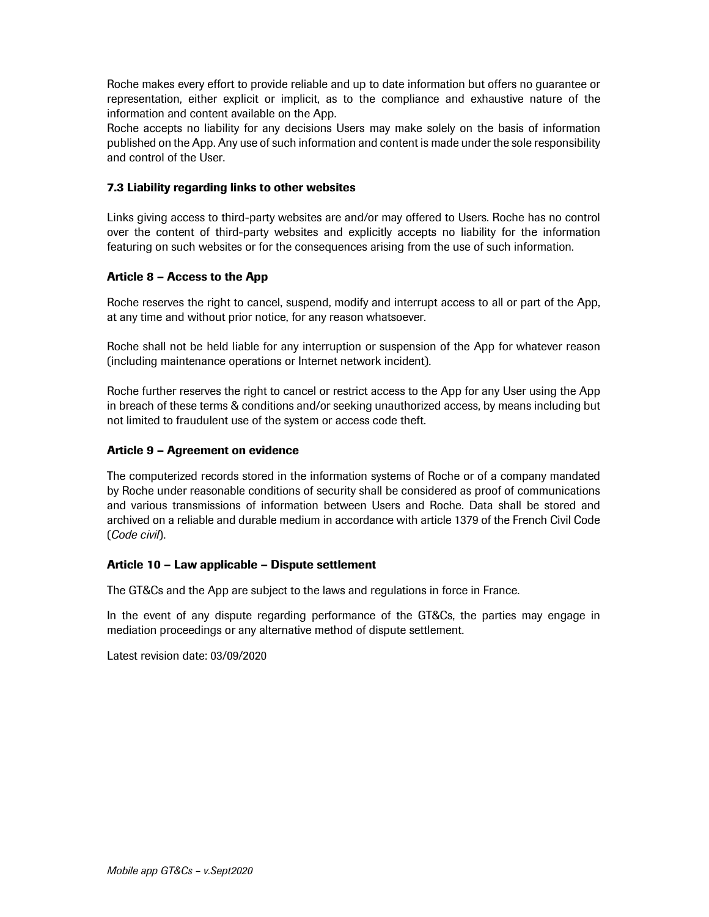Roche makes every effort to provide reliable and up to date information but offers no guarantee or representation, either explicit or implicit, as to the compliance and exhaustive nature of the information and content available on the App.
Roche accepts no liability for any decisions Users may make solely on the basis of information published on the App. Any use of such information and content is made under the sole responsibility and control of the User.

### 7.3 Liability regarding links to other websites

Links giving access to third-party websites are and/or may offered to Users. Roche has no control over the content of third-party websites and explicitly accepts no liability for the information featuring on such websites or for the consequences arising from the use of such information.

## Article 8 – Access to the App

Roche reserves the right to cancel, suspend, modify and interrupt access to all or part of the App, at any time and without prior notice, for any reason whatsoever.

Roche shall not be held liable for any interruption or suspension of the App for whatever reason (including maintenance operations or Internet network incident).

Roche further reserves the right to cancel or restrict access to the App for any User using the App in breach of these terms & conditions and/or seeking unauthorized access, by means including but not limited to fraudulent use of the system or access code theft.

## Article 9 – Agreement on evidence

The computerized records stored in the information systems of Roche or of a company mandated by Roche under reasonable conditions of security shall be considered as proof of communications and various transmissions of information between Users and Roche. Data shall be stored and archived on a reliable and durable medium in accordance with article 1379 of the French Civil Code (*Code civil*).

## Article 10 – Law applicable – Dispute settlement

The GT&Cs and the App are subject to the laws and regulations in force in France.

In the event of any dispute regarding performance of the GT&Cs, the parties may engage in mediation proceedings or any alternative method of dispute settlement.

Latest revision date: 03/09/2020